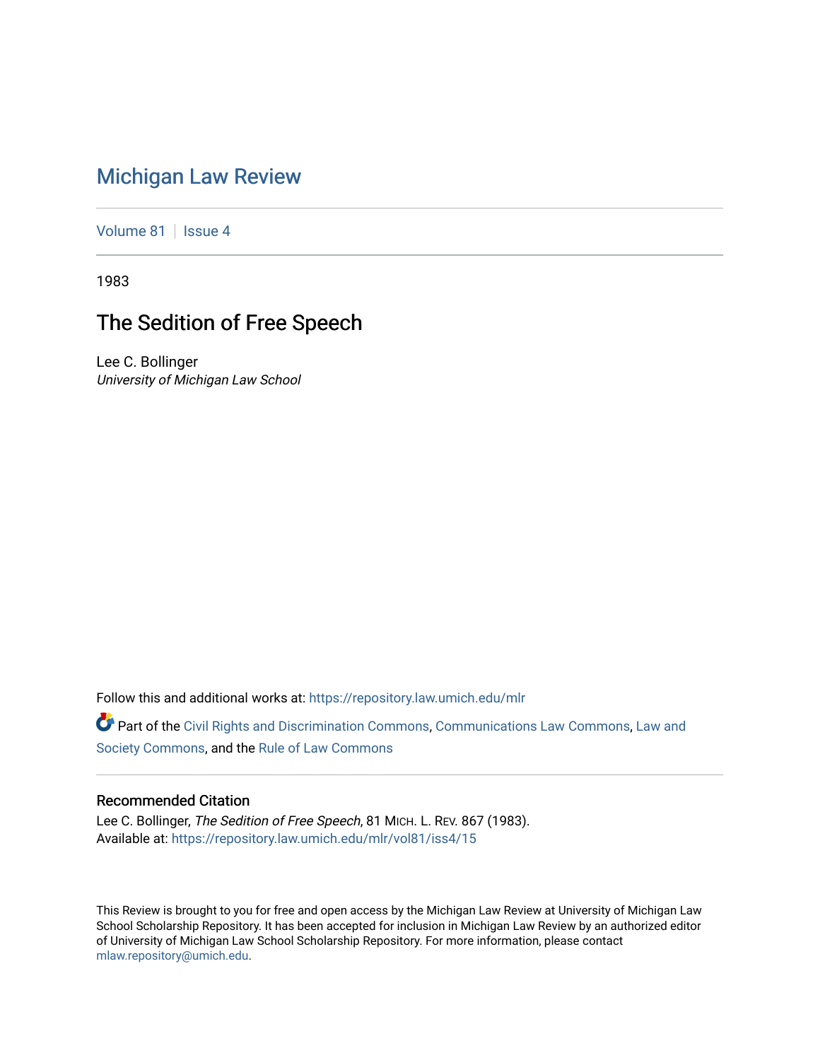# Michigan Law Review

Volume 81 | Issue 4

1983

## The Sedition of Free Speech

Lee C. Bollinger
*University of Michigan Law School*

Follow this and additional works at: https://repository.law.umich.edu/mlr

Part of the Civil Rights and Discrimination Commons, Communications Law Commons, Law and Society Commons, and the Rule of Law Commons

### Recommended Citation

Lee C. Bollinger, *The Sedition of Free Speech*, 81 MICH. L. REV. 867 (1983).
Available at: https://repository.law.umich.edu/mlr/vol81/iss4/15

This Review is brought to you for free and open access by the Michigan Law Review at University of Michigan Law School Scholarship Repository. It has been accepted for inclusion in Michigan Law Review by an authorized editor of University of Michigan Law School Scholarship Repository. For more information, please contact mlaw.repository@umich.edu.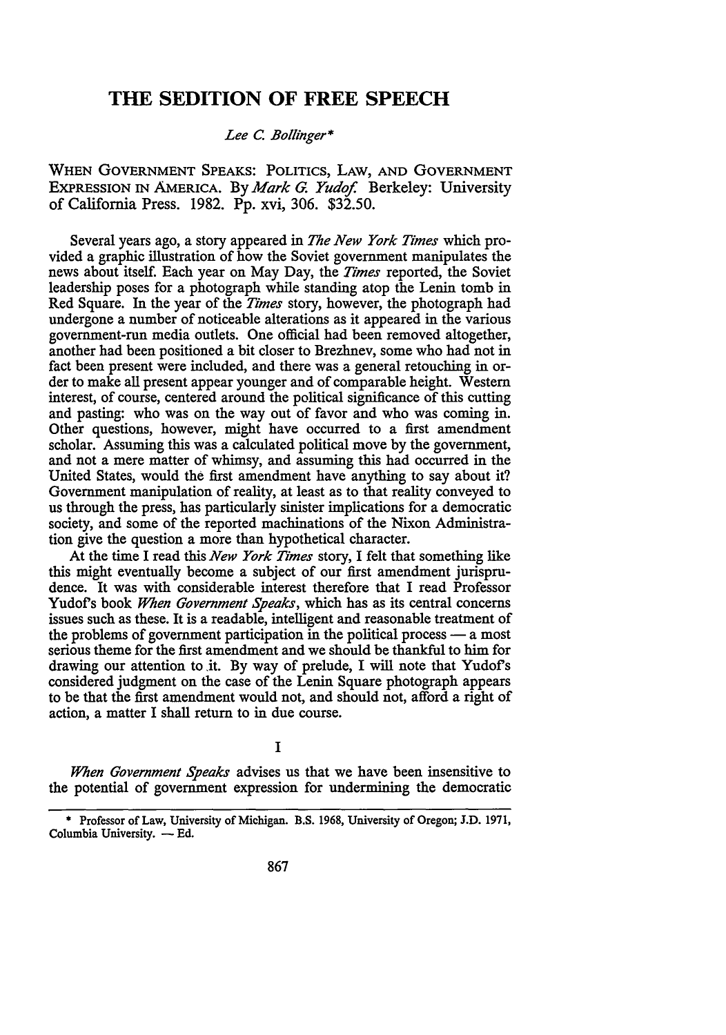# THE SEDITION OF FREE SPEECH

*Lee C. Bollinger\**

WHEN GOVERNMENT SPEAKS: POLITICS, LAW, AND GOVERNMENT EXPRESSION IN AMERICA. By *Mark G. Yudof.* Berkeley: University of California Press. 1982. Pp. xvi, 306. $32.50.

Several years ago, a story appeared in *The New York Times* which provided a graphic illustration of how the Soviet government manipulates the news about itself. Each year on May Day, the *Times* reported, the Soviet leadership poses for a photograph while standing atop the Lenin tomb in Red Square. In the year of the *Times* story, however, the photograph had undergone a number of noticeable alterations as it appeared in the various government-run media outlets. One official had been removed altogether, another had been positioned a bit closer to Brezhnev, some who had not in fact been present were included, and there was a general retouching in order to make all present appear younger and of comparable height. Western interest, of course, centered around the political significance of this cutting and pasting: who was on the way out of favor and who was coming in. Other questions, however, might have occurred to a first amendment scholar. Assuming this was a calculated political move by the government, and not a mere matter of whimsy, and assuming this had occurred in the United States, would the first amendment have anything to say about it? Government manipulation of reality, at least as to that reality conveyed to us through the press, has particularly sinister implications for a democratic society, and some of the reported machinations of the Nixon Administration give the question a more than hypothetical character.

At the time I read this *New York Times* story, I felt that something like this might eventually become a subject of our first amendment jurisprudence. It was with considerable interest therefore that I read Professor Yudof's book *When Government Speaks*, which has as its central concerns issues such as these. It is a readable, intelligent and reasonable treatment of the problems of government participation in the political process — a most serious theme for the first amendment and we should be thankful to him for drawing our attention to it. By way of prelude, I will note that Yudof's considered judgment on the case of the Lenin Square photograph appears to be that the first amendment would not, and should not, afford a right of action, a matter I shall return to in due course.

## I

*When Government Speaks* advises us that we have been insensitive to the potential of government expression for undermining the democratic

\* Professor of Law, University of Michigan. B.S. 1968, University of Oregon; J.D. 1971, Columbia University. — Ed.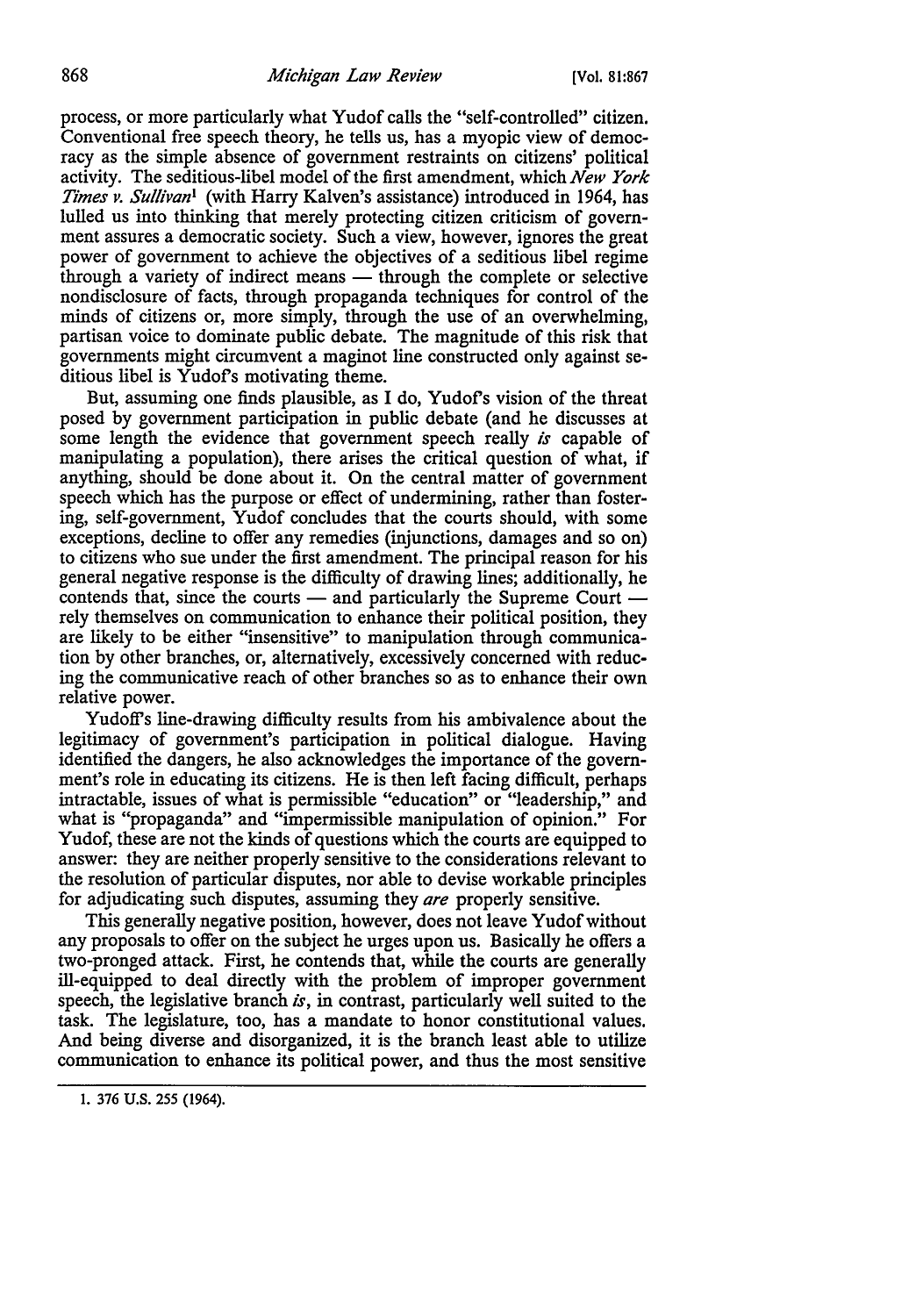process, or more particularly what Yudof calls the "self-controlled" citizen. Conventional free speech theory, he tells us, has a myopic view of democracy as the simple absence of government restraints on citizens' political activity. The seditious-libel model of the first amendment, which *New York Times v. Sullivan*[1] (with Harry Kalven's assistance) introduced in 1964, has lulled us into thinking that merely protecting citizen criticism of government assures a democratic society. Such a view, however, ignores the great power of government to achieve the objectives of a seditious libel regime through a variety of indirect means — through the complete or selective nondisclosure of facts, through propaganda techniques for control of the minds of citizens or, more simply, through the use of an overwhelming, partisan voice to dominate public debate. The magnitude of this risk that governments might circumvent a maginot line constructed only against seditious libel is Yudof's motivating theme.

But, assuming one finds plausible, as I do, Yudof's vision of the threat posed by government participation in public debate (and he discusses at some length the evidence that government speech really *is* capable of manipulating a population), there arises the critical question of what, if anything, should be done about it. On the central matter of government speech which has the purpose or effect of undermining, rather than fostering, self-government, Yudof concludes that the courts should, with some exceptions, decline to offer any remedies (injunctions, damages and so on) to citizens who sue under the first amendment. The principal reason for his general negative response is the difficulty of drawing lines; additionally, he contends that, since the courts — and particularly the Supreme Court — rely themselves on communication to enhance their political position, they are likely to be either "insensitive" to manipulation through communication by other branches, or, alternatively, excessively concerned with reducing the communicative reach of other branches so as to enhance their own relative power.

Yudoff's line-drawing difficulty results from his ambivalence about the legitimacy of government's participation in political dialogue. Having identified the dangers, he also acknowledges the importance of the government's role in educating its citizens. He is then left facing difficult, perhaps intractable, issues of what is permissible "education" or "leadership," and what is "propaganda" and "impermissible manipulation of opinion." For Yudof, these are not the kinds of questions which the courts are equipped to answer: they are neither properly sensitive to the considerations relevant to the resolution of particular disputes, nor able to devise workable principles for adjudicating such disputes, assuming they *are* properly sensitive.

This generally negative position, however, does not leave Yudof without any proposals to offer on the subject he urges upon us. Basically he offers a two-pronged attack. First, he contends that, while the courts are generally ill-equipped to deal directly with the problem of improper government speech, the legislative branch *is*, in contrast, particularly well suited to the task. The legislature, too, has a mandate to honor constitutional values. And being diverse and disorganized, it is the branch least able to utilize communication to enhance its political power, and thus the most sensitive

1. 376 U.S. 255 (1964).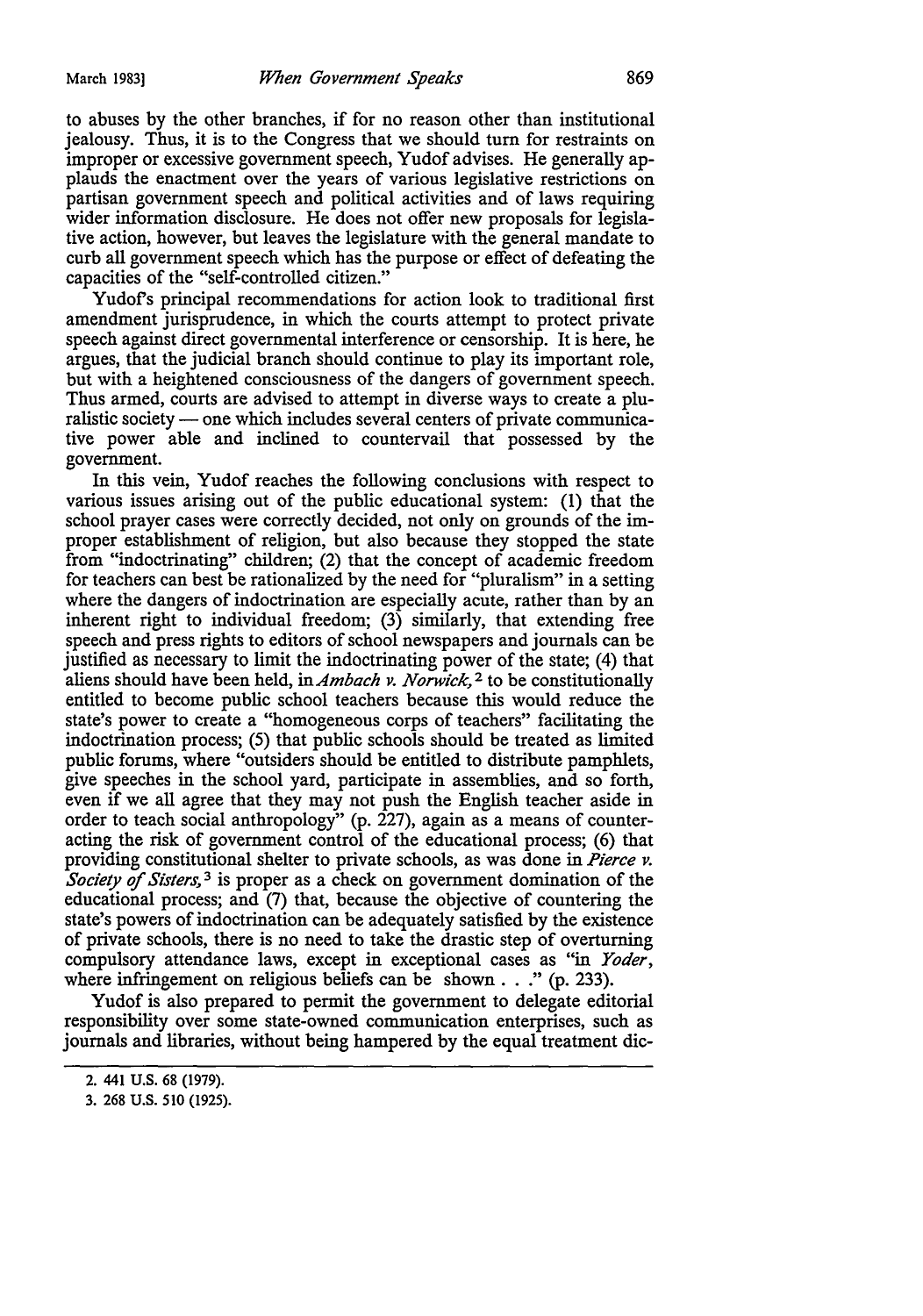to abuses by the other branches, if for no reason other than institutional jealousy. Thus, it is to the Congress that we should turn for restraints on improper or excessive government speech, Yudof advises. He generally applauds the enactment over the years of various legislative restrictions on partisan government speech and political activities and of laws requiring wider information disclosure. He does not offer new proposals for legislative action, however, but leaves the legislature with the general mandate to curb all government speech which has the purpose or effect of defeating the capacities of the "self-controlled citizen."

Yudof's principal recommendations for action look to traditional first amendment jurisprudence, in which the courts attempt to protect private speech against direct governmental interference or censorship. It is here, he argues, that the judicial branch should continue to play its important role, but with a heightened consciousness of the dangers of government speech. Thus armed, courts are advised to attempt in diverse ways to create a pluralistic society — one which includes several centers of private communicative power able and inclined to countervail that possessed by the government.

In this vein, Yudof reaches the following conclusions with respect to various issues arising out of the public educational system: (1) that the school prayer cases were correctly decided, not only on grounds of the improper establishment of religion, but also because they stopped the state from "indoctrinating" children; (2) that the concept of academic freedom for teachers can best be rationalized by the need for "pluralism" in a setting where the dangers of indoctrination are especially acute, rather than by an inherent right to individual freedom; (3) similarly, that extending free speech and press rights to editors of school newspapers and journals can be justified as necessary to limit the indoctrinating power of the state; (4) that aliens should have been held, in *Ambach v. Norwick*,[2] to be constitutionally entitled to become public school teachers because this would reduce the state's power to create a "homogeneous corps of teachers" facilitating the indoctrination process; (5) that public schools should be treated as limited public forums, where "outsiders should be entitled to distribute pamphlets, give speeches in the school yard, participate in assemblies, and so forth, even if we all agree that they may not push the English teacher aside in order to teach social anthropology" (p. 227), again as a means of counteracting the risk of government control of the educational process; (6) that providing constitutional shelter to private schools, as was done in *Pierce v. Society of Sisters*,[3] is proper as a check on government domination of the educational process; and (7) that, because the objective of countering the state's powers of indoctrination can be adequately satisfied by the existence of private schools, there is no need to take the drastic step of overturning compulsory attendance laws, except in exceptional cases as "in *Yoder*, where infringement on religious beliefs can be shown . . ." (p. 233).

Yudof is also prepared to permit the government to delegate editorial responsibility over some state-owned communication enterprises, such as journals and libraries, without being hampered by the equal treatment dic-

2. 441 U.S. 68 (1979).

3. 268 U.S. 510 (1925).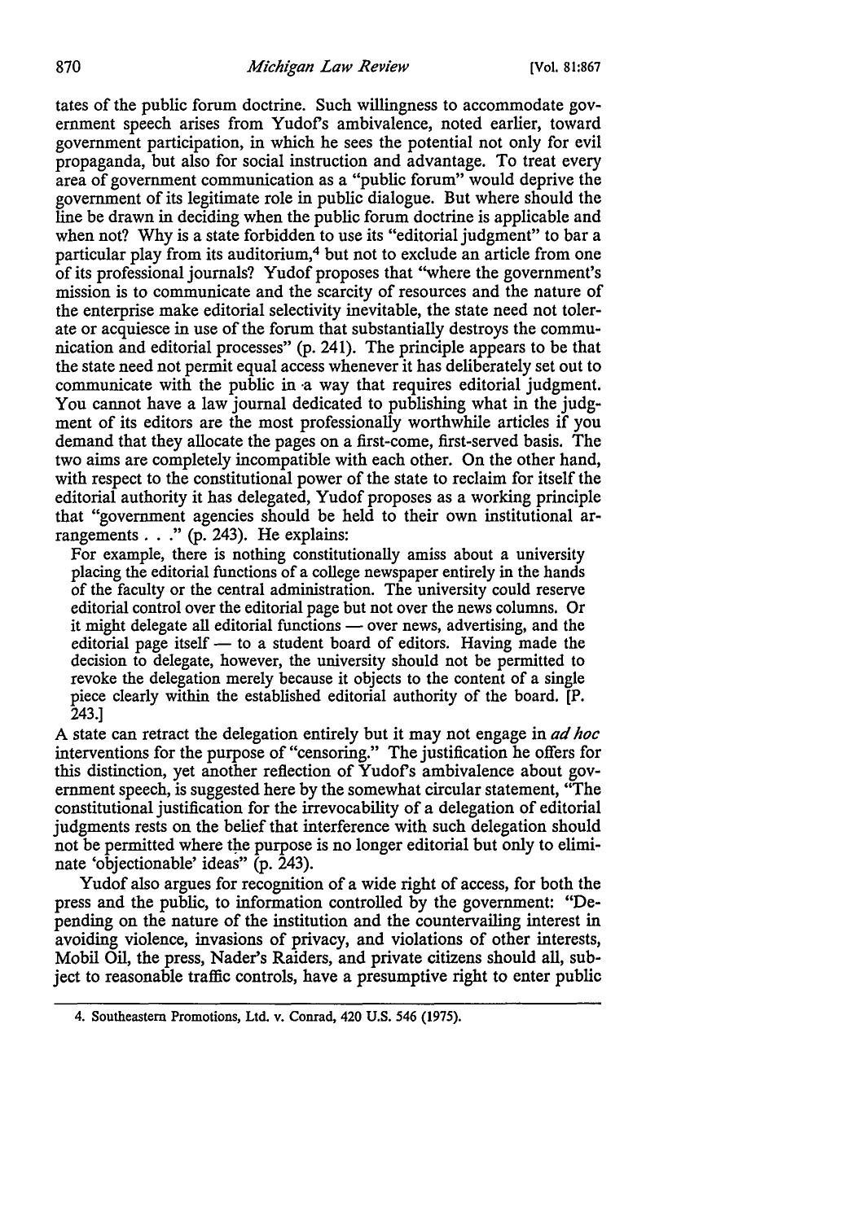tates of the public forum doctrine. Such willingness to accommodate government speech arises from Yudof's ambivalence, noted earlier, toward government participation, in which he sees the potential not only for evil propaganda, but also for social instruction and advantage. To treat every area of government communication as a "public forum" would deprive the government of its legitimate role in public dialogue. But where should the line be drawn in deciding when the public forum doctrine is applicable and when not? Why is a state forbidden to use its "editorial judgment" to bar a particular play from its auditorium,[4] but not to exclude an article from one of its professional journals? Yudof proposes that "where the government's mission is to communicate and the scarcity of resources and the nature of the enterprise make editorial selectivity inevitable, the state need not tolerate or acquiesce in use of the forum that substantially destroys the communication and editorial processes" (p. 241). The principle appears to be that the state need not permit equal access whenever it has deliberately set out to communicate with the public in a way that requires editorial judgment. You cannot have a law journal dedicated to publishing what in the judgment of its editors are the most professionally worthwhile articles if you demand that they allocate the pages on a first-come, first-served basis. The two aims are completely incompatible with each other. On the other hand, with respect to the constitutional power of the state to reclaim for itself the editorial authority it has delegated, Yudof proposes as a working principle that "government agencies should be held to their own institutional arrangements . . ." (p. 243). He explains:

> For example, there is nothing constitutionally amiss about a university placing the editorial functions of a college newspaper entirely in the hands of the faculty or the central administration. The university could reserve editorial control over the editorial page but not over the news columns. Or it might delegate all editorial functions — over news, advertising, and the editorial page itself — to a student board of editors. Having made the decision to delegate, however, the university should not be permitted to revoke the delegation merely because it objects to the content of a single piece clearly within the established editorial authority of the board. [P. 243.]

A state can retract the delegation entirely but it may not engage in *ad hoc* interventions for the purpose of "censoring." The justification he offers for this distinction, yet another reflection of Yudof's ambivalence about government speech, is suggested here by the somewhat circular statement, "The constitutional justification for the irrevocability of a delegation of editorial judgments rests on the belief that interference with such delegation should not be permitted where the purpose is no longer editorial but only to eliminate 'objectionable' ideas" (p. 243).

Yudof also argues for recognition of a wide right of access, for both the press and the public, to information controlled by the government: "Depending on the nature of the institution and the countervailing interest in avoiding violence, invasions of privacy, and violations of other interests, Mobil Oil, the press, Nader's Raiders, and private citizens should all, subject to reasonable traffic controls, have a presumptive right to enter public

---

4. Southeastern Promotions, Ltd. v. Conrad, 420 U.S. 546 (1975).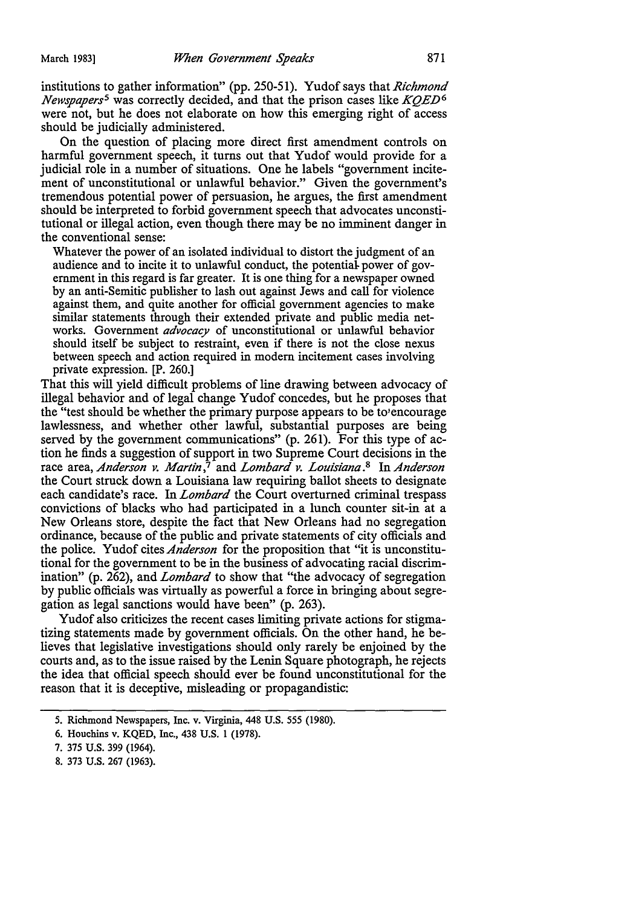institutions to gather information" (pp. 250-51). Yudof says that *Richmond Newspapers*[5] was correctly decided, and that the prison cases like *KQED*[6] were not, but he does not elaborate on how this emerging right of access should be judicially administered.

On the question of placing more direct first amendment controls on harmful government speech, it turns out that Yudof would provide for a judicial role in a number of situations. One he labels "government incitement of unconstitutional or unlawful behavior." Given the government's tremendous potential power of persuasion, he argues, the first amendment should be interpreted to forbid government speech that advocates unconstitutional or illegal action, even though there may be no imminent danger in the conventional sense:

> Whatever the power of an isolated individual to distort the judgment of an audience and to incite it to unlawful conduct, the potential power of government in this regard is far greater. It is one thing for a newspaper owned by an anti-Semitic publisher to lash out against Jews and call for violence against them, and quite another for official government agencies to make similar statements through their extended private and public media networks. Government *advocacy* of unconstitutional or unlawful behavior should itself be subject to restraint, even if there is not the close nexus between speech and action required in modern incitement cases involving private expression. [P. 260.]

That this will yield difficult problems of line drawing between advocacy of illegal behavior and of legal change Yudof concedes, but he proposes that the "test should be whether the primary purpose appears to be to encourage lawlessness, and whether other lawful, substantial purposes are being served by the government communications" (p. 261). For this type of action he finds a suggestion of support in two Supreme Court decisions in the race area, *Anderson v. Martin*,[7] and *Lombard v. Louisiana*.[8] In *Anderson* the Court struck down a Louisiana law requiring ballot sheets to designate each candidate's race. In *Lombard* the Court overturned criminal trespass convictions of blacks who had participated in a lunch counter sit-in at a New Orleans store, despite the fact that New Orleans had no segregation ordinance, because of the public and private statements of city officials and the police. Yudof cites *Anderson* for the proposition that "it is unconstitutional for the government to be in the business of advocating racial discrimination" (p. 262), and *Lombard* to show that "the advocacy of segregation by public officials was virtually as powerful a force in bringing about segregation as legal sanctions would have been" (p. 263).

Yudof also criticizes the recent cases limiting private actions for stigmatizing statements made by government officials. On the other hand, he believes that legislative investigations should only rarely be enjoined by the courts and, as to the issue raised by the Lenin Square photograph, he rejects the idea that official speech should ever be found unconstitutional for the reason that it is deceptive, misleading or propagandistic:

---

5. Richmond Newspapers, Inc. v. Virginia, 448 U.S. 555 (1980).

6. Houchins v. KQED, Inc., 438 U.S. 1 (1978).

7. 375 U.S. 399 (1964).

8. 373 U.S. 267 (1963).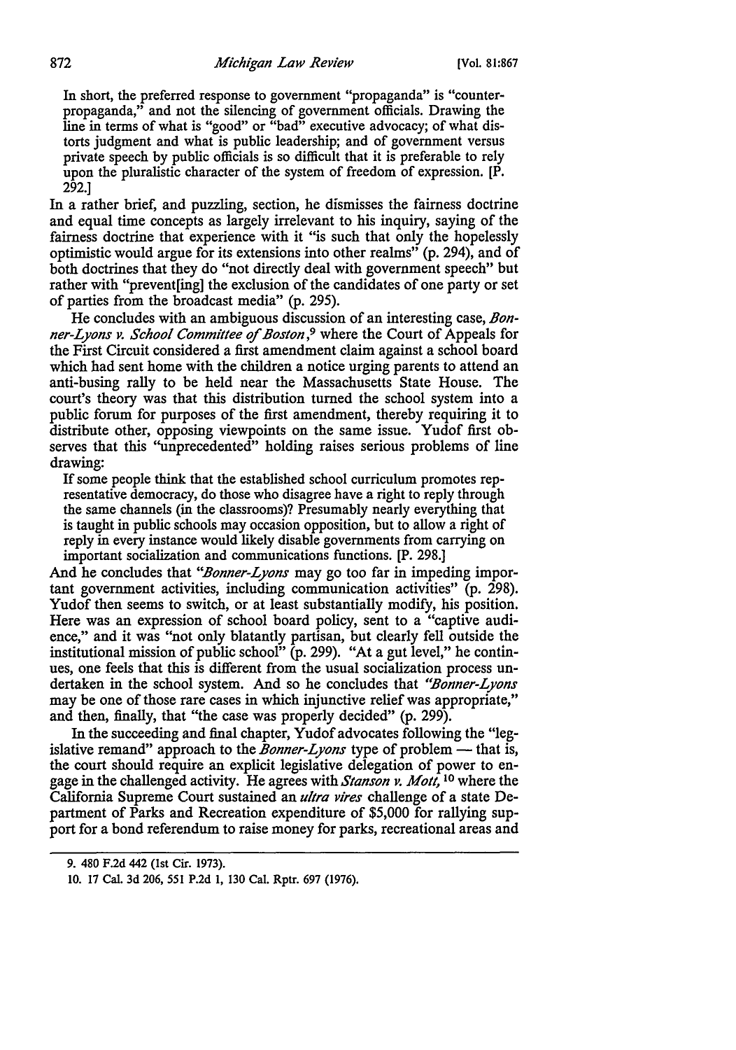> In short, the preferred response to government "propaganda" is "counter-propaganda," and not the silencing of government officials. Drawing the line in terms of what is "good" or "bad" executive advocacy; of what distorts judgment and what is public leadership; and of government versus private speech by public officials is so difficult that it is preferable to rely upon the pluralistic character of the system of freedom of expression. [P. 292.]

In a rather brief, and puzzling, section, he dismisses the fairness doctrine and equal time concepts as largely irrelevant to his inquiry, saying of the fairness doctrine that experience with it "is such that only the hopelessly optimistic would argue for its extensions into other realms" (p. 294), and of both doctrines that they do "not directly deal with government speech" but rather with "prevent[ing] the exclusion of the candidates of one party or set of parties from the broadcast media" (p. 295).

He concludes with an ambiguous discussion of an interesting case, *Bonner-Lyons v. School Committee of Boston*,[9] where the Court of Appeals for the First Circuit considered a first amendment claim against a school board which had sent home with the children a notice urging parents to attend an anti-busing rally to be held near the Massachusetts State House. The court's theory was that this distribution turned the school system into a public forum for purposes of the first amendment, thereby requiring it to distribute other, opposing viewpoints on the same issue. Yudof first observes that this "unprecedented" holding raises serious problems of line drawing:

> If some people think that the established school curriculum promotes representative democracy, do those who disagree have a right to reply through the same channels (in the classrooms)? Presumably nearly everything that is taught in public schools may occasion opposition, but to allow a right of reply in every instance would likely disable governments from carrying on important socialization and communications functions. [P. 298.]

And he concludes that "*Bonner-Lyons* may go too far in impeding important government activities, including communication activities" (p. 298). Yudof then seems to switch, or at least substantially modify, his position. Here was an expression of school board policy, sent to a "captive audience," and it was "not only blatantly partisan, but clearly fell outside the institutional mission of public school" (p. 299). "At a gut level," he continues, one feels that this is different from the usual socialization process undertaken in the school system. And so he concludes that "*Bonner-Lyons* may be one of those rare cases in which injunctive relief was appropriate," and then, finally, that "the case was properly decided" (p. 299).

In the succeeding and final chapter, Yudof advocates following the "legislative remand" approach to the *Bonner-Lyons* type of problem — that is, the court should require an explicit legislative delegation of power to engage in the challenged activity. He agrees with *Stanson v. Mott*,[10] where the California Supreme Court sustained an *ultra vires* challenge of a state Department of Parks and Recreation expenditure of $5,000 for rallying support for a bond referendum to raise money for parks, recreational areas and

---

9. 480 F.2d 442 (1st Cir. 1973).

10. 17 Cal. 3d 206, 551 P.2d 1, 130 Cal. Rptr. 697 (1976).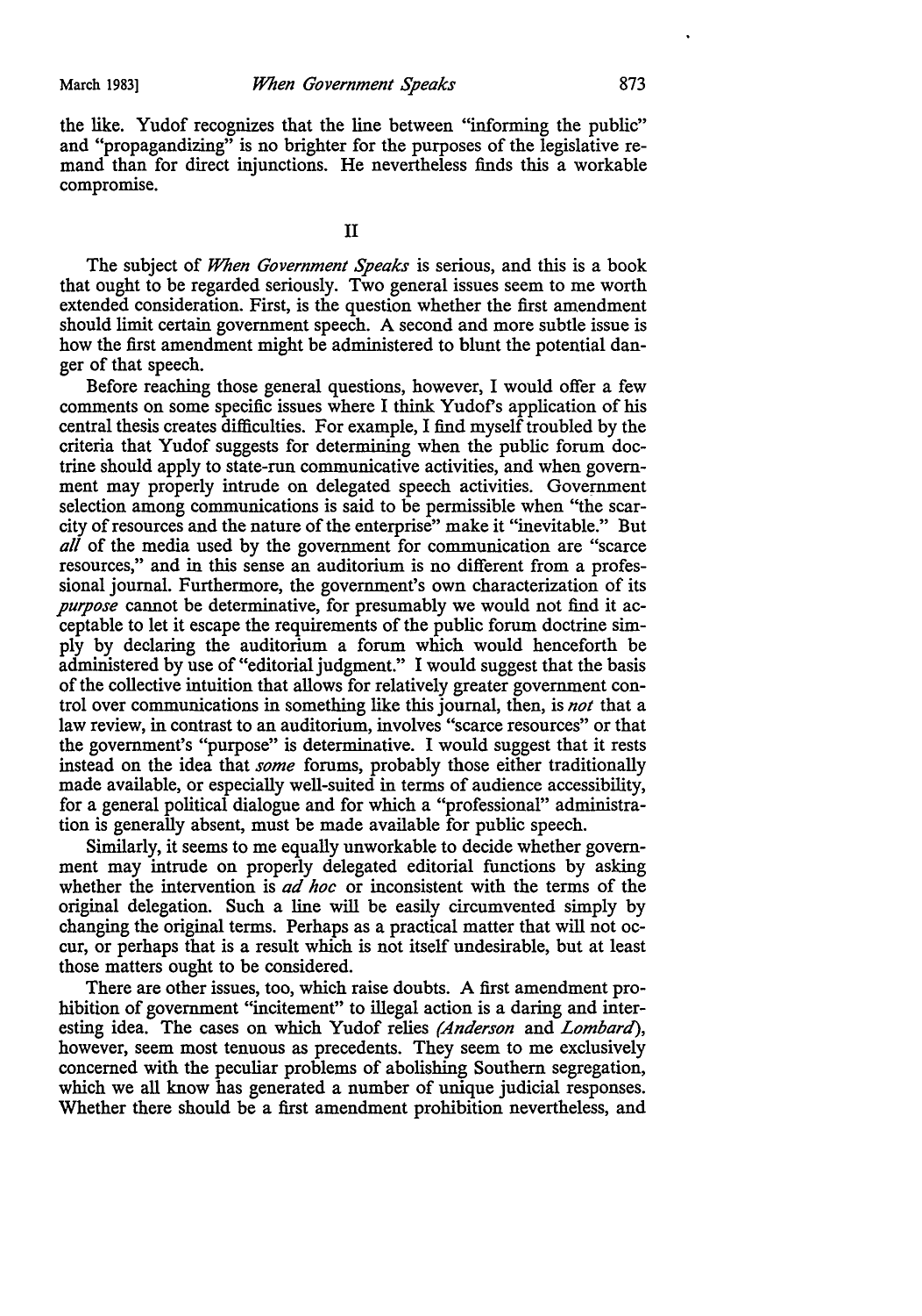the like. Yudof recognizes that the line between "informing the public" and "propagandizing" is no brighter for the purposes of the legislative remand than for direct injunctions. He nevertheless finds this a workable compromise.

## II

The subject of *When Government Speaks* is serious, and this is a book that ought to be regarded seriously. Two general issues seem to me worth extended consideration. First, is the question whether the first amendment should limit certain government speech. A second and more subtle issue is how the first amendment might be administered to blunt the potential danger of that speech.

Before reaching those general questions, however, I would offer a few comments on some specific issues where I think Yudof's application of his central thesis creates difficulties. For example, I find myself troubled by the criteria that Yudof suggests for determining when the public forum doctrine should apply to state-run communicative activities, and when government may properly intrude on delegated speech activities. Government selection among communications is said to be permissible when "the scarcity of resources and the nature of the enterprise" make it "inevitable." But *all* of the media used by the government for communication are "scarce resources," and in this sense an auditorium is no different from a professional journal. Furthermore, the government's own characterization of its *purpose* cannot be determinative, for presumably we would not find it acceptable to let it escape the requirements of the public forum doctrine simply by declaring the auditorium a forum which would henceforth be administered by use of "editorial judgment." I would suggest that the basis of the collective intuition that allows for relatively greater government control over communications in something like this journal, then, is *not* that a law review, in contrast to an auditorium, involves "scarce resources" or that the government's "purpose" is determinative. I would suggest that it rests instead on the idea that *some* forums, probably those either traditionally made available, or especially well-suited in terms of audience accessibility, for a general political dialogue and for which a "professional" administration is generally absent, must be made available for public speech.

Similarly, it seems to me equally unworkable to decide whether government may intrude on properly delegated editorial functions by asking whether the intervention is *ad hoc* or inconsistent with the terms of the original delegation. Such a line will be easily circumvented simply by changing the original terms. Perhaps as a practical matter that will not occur, or perhaps that is a result which is not itself undesirable, but at least those matters ought to be considered.

There are other issues, too, which raise doubts. A first amendment prohibition of government "incitement" to illegal action is a daring and interesting idea. The cases on which Yudof relies *(Anderson* and *Lombard)*, however, seem most tenuous as precedents. They seem to me exclusively concerned with the peculiar problems of abolishing Southern segregation, which we all know has generated a number of unique judicial responses. Whether there should be a first amendment prohibition nevertheless, and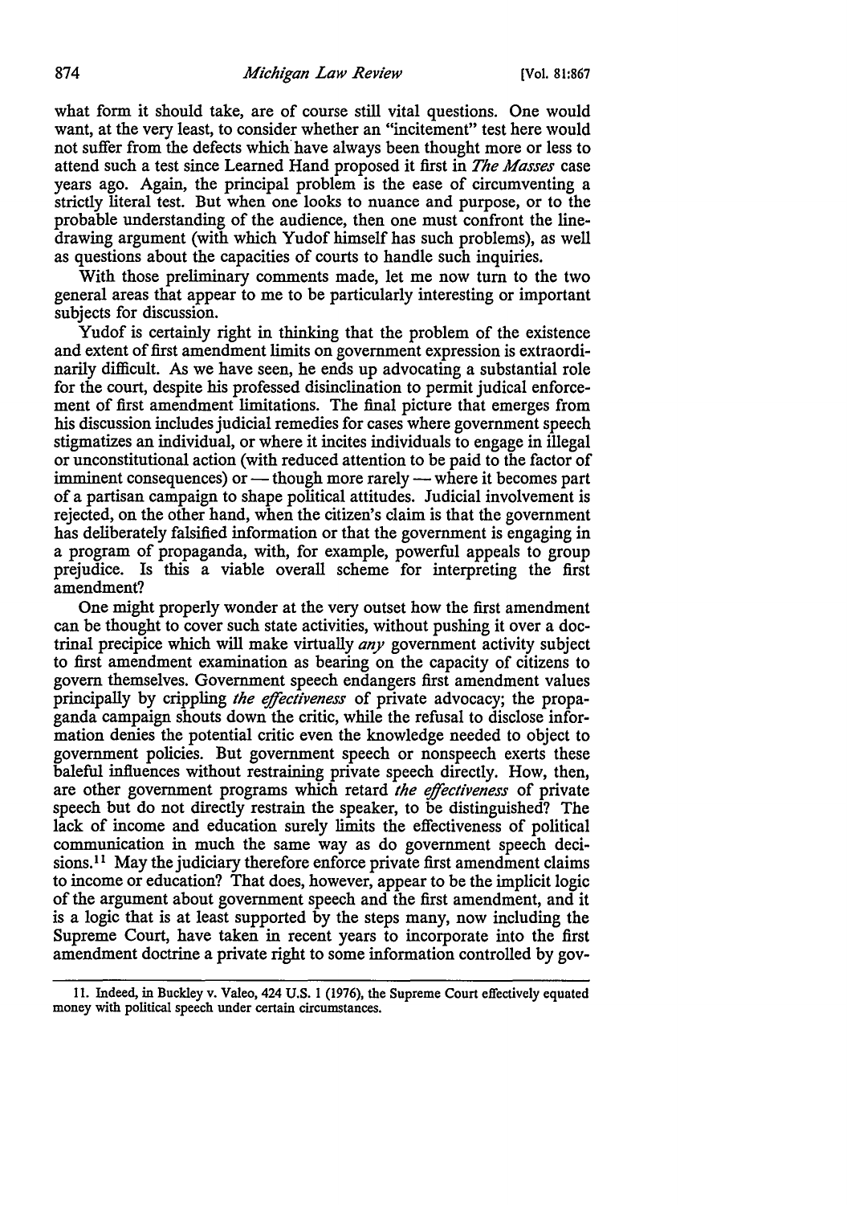what form it should take, are of course still vital questions. One would want, at the very least, to consider whether an "incitement" test here would not suffer from the defects which have always been thought more or less to attend such a test since Learned Hand proposed it first in *The Masses* case years ago. Again, the principal problem is the ease of circumventing a strictly literal test. But when one looks to nuance and purpose, or to the probable understanding of the audience, then one must confront the line-drawing argument (with which Yudof himself has such problems), as well as questions about the capacities of courts to handle such inquiries.

With those preliminary comments made, let me now turn to the two general areas that appear to me to be particularly interesting or important subjects for discussion.

Yudof is certainly right in thinking that the problem of the existence and extent of first amendment limits on government expression is extraordinarily difficult. As we have seen, he ends up advocating a substantial role for the court, despite his professed disinclination to permit judical enforcement of first amendment limitations. The final picture that emerges from his discussion includes judicial remedies for cases where government speech stigmatizes an individual, or where it incites individuals to engage in illegal or unconstitutional action (with reduced attention to be paid to the factor of imminent consequences) or — though more rarely — where it becomes part of a partisan campaign to shape political attitudes. Judicial involvement is rejected, on the other hand, when the citizen's claim is that the government has deliberately falsified information or that the government is engaging in a program of propaganda, with, for example, powerful appeals to group prejudice. Is this a viable overall scheme for interpreting the first amendment?

One might properly wonder at the very outset how the first amendment can be thought to cover such state activities, without pushing it over a doctrinal precipice which will make virtually *any* government activity subject to first amendment examination as bearing on the capacity of citizens to govern themselves. Government speech endangers first amendment values principally by crippling *the effectiveness* of private advocacy; the propaganda campaign shouts down the critic, while the refusal to disclose information denies the potential critic even the knowledge needed to object to government policies. But government speech or nonspeech exerts these baleful influences without restraining private speech directly. How, then, are other government programs which retard *the effectiveness* of private speech but do not directly restrain the speaker, to be distinguished? The lack of income and education surely limits the effectiveness of political communication in much the same way as do government speech decisions.[11] May the judiciary therefore enforce private first amendment claims to income or education? That does, however, appear to be the implicit logic of the argument about government speech and the first amendment, and it is a logic that is at least supported by the steps many, now including the Supreme Court, have taken in recent years to incorporate into the first amendment doctrine a private right to some information controlled by gov-

---

11. Indeed, in Buckley v. Valeo, 424 U.S. 1 (1976), the Supreme Court effectively equated money with political speech under certain circumstances.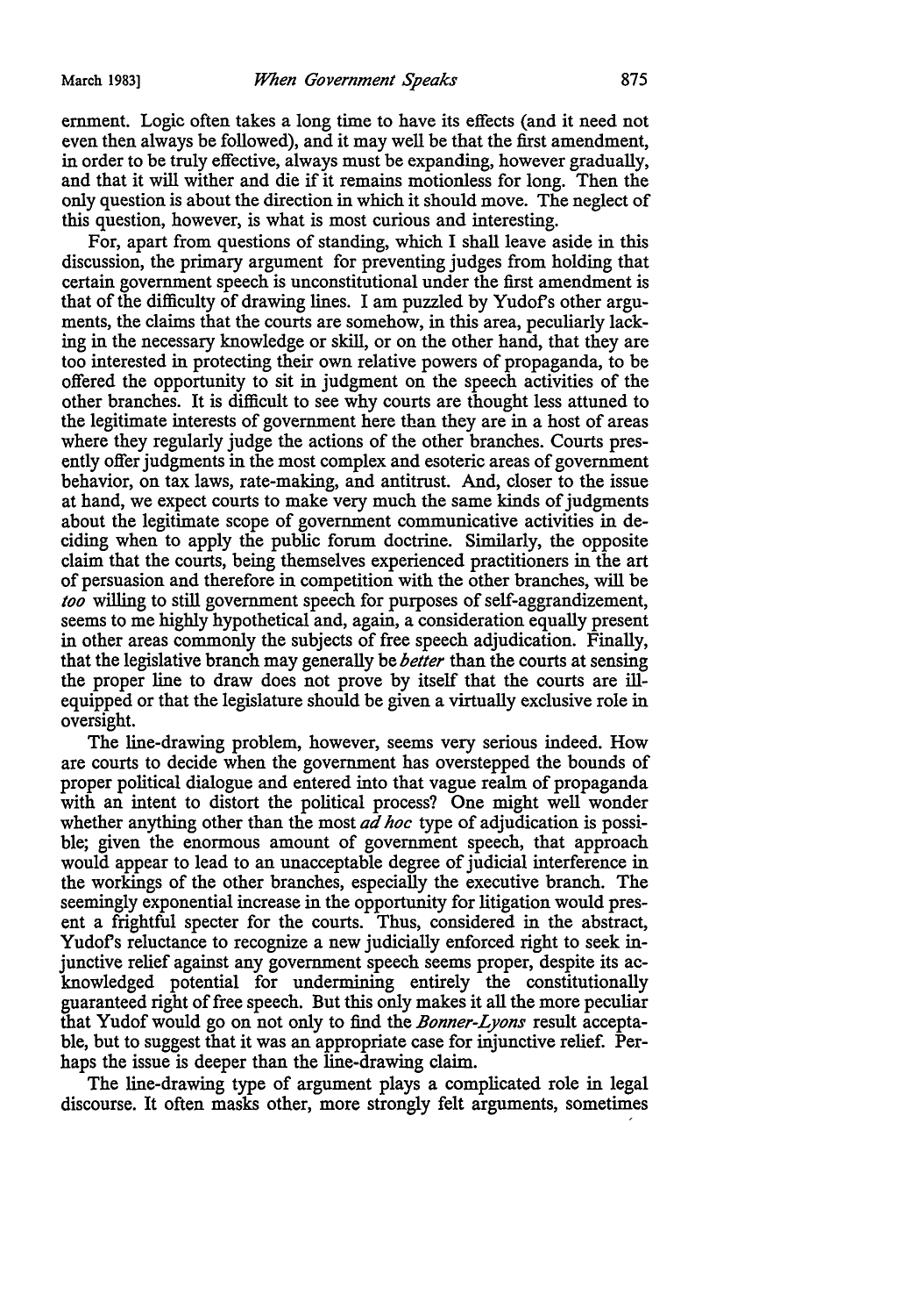ernment. Logic often takes a long time to have its effects (and it need not even then always be followed), and it may well be that the first amendment, in order to be truly effective, always must be expanding, however gradually, and that it will wither and die if it remains motionless for long. Then the only question is about the direction in which it should move. The neglect of this question, however, is what is most curious and interesting.

For, apart from questions of standing, which I shall leave aside in this discussion, the primary argument for preventing judges from holding that certain government speech is unconstitutional under the first amendment is that of the difficulty of drawing lines. I am puzzled by Yudof's other arguments, the claims that the courts are somehow, in this area, peculiarly lacking in the necessary knowledge or skill, or on the other hand, that they are too interested in protecting their own relative powers of propaganda, to be offered the opportunity to sit in judgment on the speech activities of the other branches. It is difficult to see why courts are thought less attuned to the legitimate interests of government here than they are in a host of areas where they regularly judge the actions of the other branches. Courts presently offer judgments in the most complex and esoteric areas of government behavior, on tax laws, rate-making, and antitrust. And, closer to the issue at hand, we expect courts to make very much the same kinds of judgments about the legitimate scope of government communicative activities in deciding when to apply the public forum doctrine. Similarly, the opposite claim that the courts, being themselves experienced practitioners in the art of persuasion and therefore in competition with the other branches, will be *too* willing to still government speech for purposes of self-aggrandizement, seems to me highly hypothetical and, again, a consideration equally present in other areas commonly the subjects of free speech adjudication. Finally, that the legislative branch may generally be *better* than the courts at sensing the proper line to draw does not prove by itself that the courts are ill-equipped or that the legislature should be given a virtually exclusive role in oversight.

The line-drawing problem, however, seems very serious indeed. How are courts to decide when the government has overstepped the bounds of proper political dialogue and entered into that vague realm of propaganda with an intent to distort the political process? One might well wonder whether anything other than the most *ad hoc* type of adjudication is possible; given the enormous amount of government speech, that approach would appear to lead to an unacceptable degree of judicial interference in the workings of the other branches, especially the executive branch. The seemingly exponential increase in the opportunity for litigation would present a frightful specter for the courts. Thus, considered in the abstract, Yudof's reluctance to recognize a new judicially enforced right to seek injunctive relief against any government speech seems proper, despite its acknowledged potential for undermining entirely the constitutionally guaranteed right of free speech. But this only makes it all the more peculiar that Yudof would go on not only to find the *Bonner-Lyons* result acceptable, but to suggest that it was an appropriate case for injunctive relief. Perhaps the issue is deeper than the line-drawing claim.

The line-drawing type of argument plays a complicated role in legal discourse. It often masks other, more strongly felt arguments, sometimes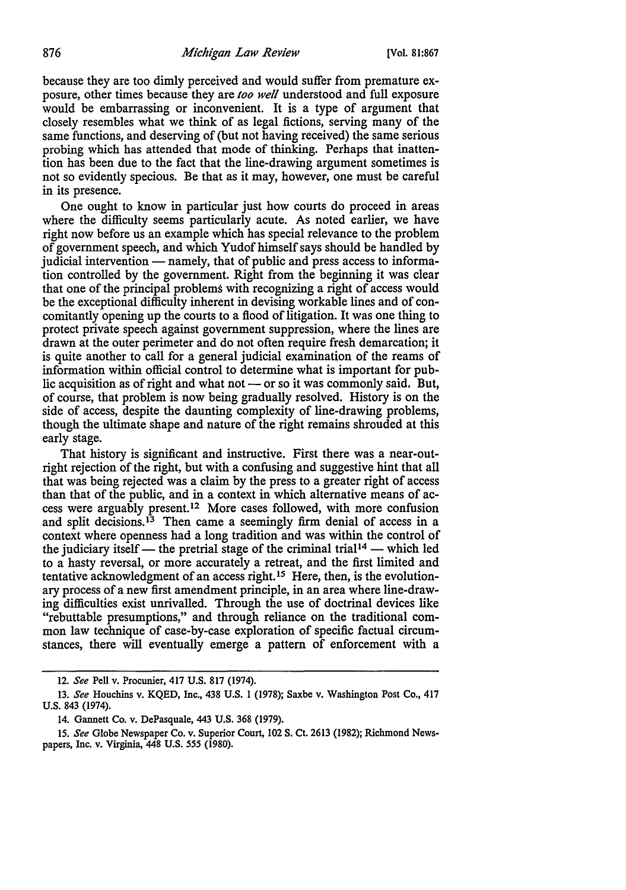because they are too dimly perceived and would suffer from premature exposure, other times because they are *too well* understood and full exposure would be embarrassing or inconvenient. It is a type of argument that closely resembles what we think of as legal fictions, serving many of the same functions, and deserving of (but not having received) the same serious probing which has attended that mode of thinking. Perhaps that inattention has been due to the fact that the line-drawing argument sometimes is not so evidently specious. Be that as it may, however, one must be careful in its presence.

One ought to know in particular just how courts do proceed in areas where the difficulty seems particularly acute. As noted earlier, we have right now before us an example which has special relevance to the problem of government speech, and which Yudof himself says should be handled by judicial intervention — namely, that of public and press access to information controlled by the government. Right from the beginning it was clear that one of the principal problems with recognizing a right of access would be the exceptional difficulty inherent in devising workable lines and of concomitantly opening up the courts to a flood of litigation. It was one thing to protect private speech against government suppression, where the lines are drawn at the outer perimeter and do not often require fresh demarcation; it is quite another to call for a general judicial examination of the reams of information within official control to determine what is important for public acquisition as of right and what not — or so it was commonly said. But, of course, that problem is now being gradually resolved. History is on the side of access, despite the daunting complexity of line-drawing problems, though the ultimate shape and nature of the right remains shrouded at this early stage.

That history is significant and instructive. First there was a near-outright rejection of the right, but with a confusing and suggestive hint that all that was being rejected was a claim by the press to a greater right of access than that of the public, and in a context in which alternative means of access were arguably present.[12] More cases followed, with more confusion and split decisions.[13] Then came a seemingly firm denial of access in a context where openness had a long tradition and was within the control of the judiciary itself — the pretrial stage of the criminal trial[14] — which led to a hasty reversal, or more accurately a retreat, and the first limited and tentative acknowledgment of an access right.[15] Here, then, is the evolutionary process of a new first amendment principle, in an area where line-drawing difficulties exist unrivalled. Through the use of doctrinal devices like "rebuttable presumptions," and through reliance on the traditional common law technique of case-by-case exploration of specific factual circumstances, there will eventually emerge a pattern of enforcement with a

---

12. *See* Pell v. Procunier, 417 U.S. 817 (1974).

13. *See* Houchins v. KQED, Inc., 438 U.S. 1 (1978); Saxbe v. Washington Post Co., 417 U.S. 843 (1974).

14. Gannett Co. v. DePasquale, 443 U.S. 368 (1979).

15. *See* Globe Newspaper Co. v. Superior Court, 102 S. Ct. 2613 (1982); Richmond Newspapers, Inc. v. Virginia, 448 U.S. 555 (1980).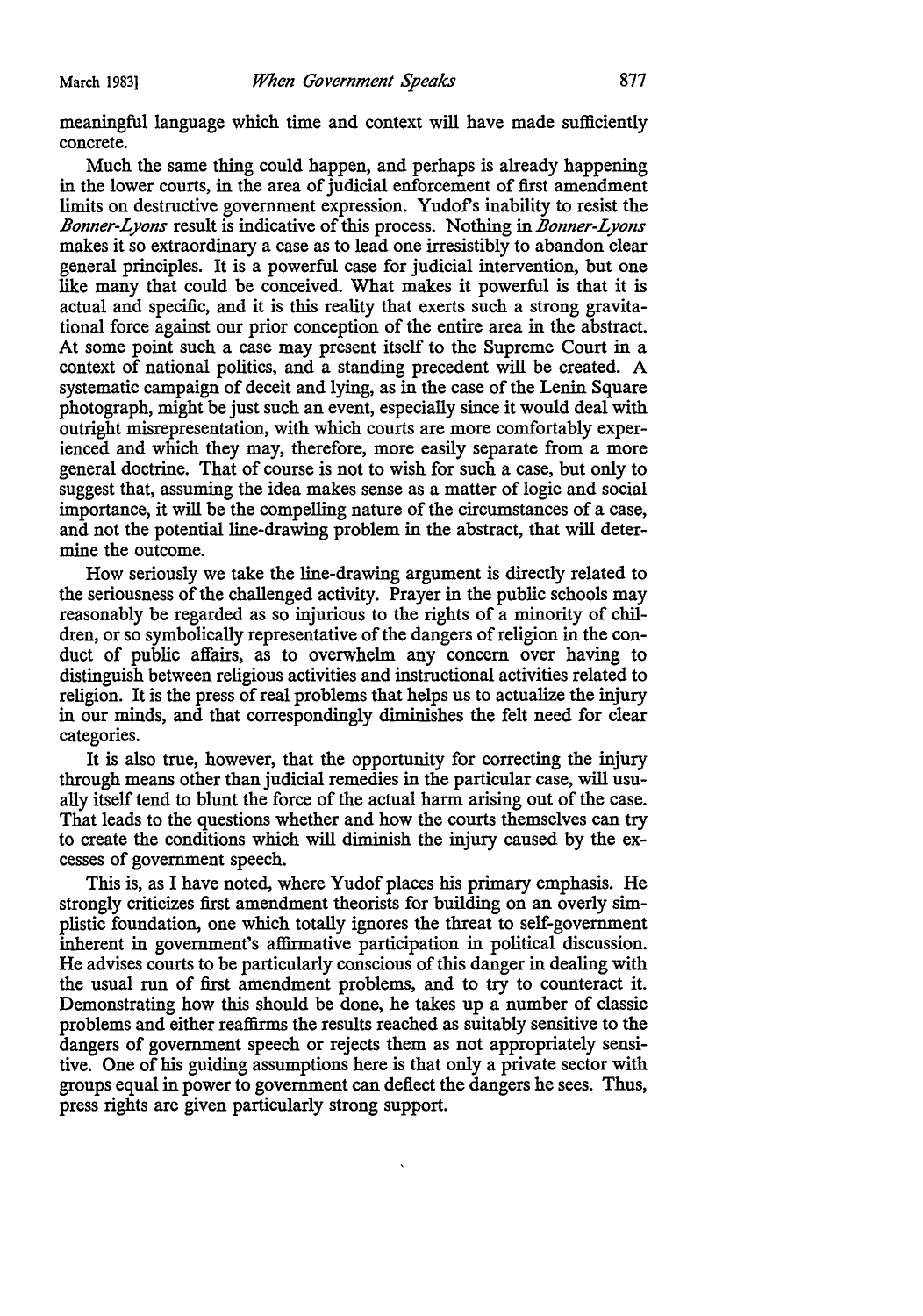meaningful language which time and context will have made sufficiently concrete.

Much the same thing could happen, and perhaps is already happening in the lower courts, in the area of judicial enforcement of first amendment limits on destructive government expression. Yudof's inability to resist the *Bonner-Lyons* result is indicative of this process. Nothing in *Bonner-Lyons* makes it so extraordinary a case as to lead one irresistibly to abandon clear general principles. It is a powerful case for judicial intervention, but one like many that could be conceived. What makes it powerful is that it is actual and specific, and it is this reality that exerts such a strong gravitational force against our prior conception of the entire area in the abstract. At some point such a case may present itself to the Supreme Court in a context of national politics, and a standing precedent will be created. A systematic campaign of deceit and lying, as in the case of the Lenin Square photograph, might be just such an event, especially since it would deal with outright misrepresentation, with which courts are more comfortably experienced and which they may, therefore, more easily separate from a more general doctrine. That of course is not to wish for such a case, but only to suggest that, assuming the idea makes sense as a matter of logic and social importance, it will be the compelling nature of the circumstances of a case, and not the potential line-drawing problem in the abstract, that will determine the outcome.

How seriously we take the line-drawing argument is directly related to the seriousness of the challenged activity. Prayer in the public schools may reasonably be regarded as so injurious to the rights of a minority of children, or so symbolically representative of the dangers of religion in the conduct of public affairs, as to overwhelm any concern over having to distinguish between religious activities and instructional activities related to religion. It is the press of real problems that helps us to actualize the injury in our minds, and that correspondingly diminishes the felt need for clear categories.

It is also true, however, that the opportunity for correcting the injury through means other than judicial remedies in the particular case, will usually itself tend to blunt the force of the actual harm arising out of the case. That leads to the questions whether and how the courts themselves can try to create the conditions which will diminish the injury caused by the excesses of government speech.

This is, as I have noted, where Yudof places his primary emphasis. He strongly criticizes first amendment theorists for building on an overly simplistic foundation, one which totally ignores the threat to self-government inherent in government's affirmative participation in political discussion. He advises courts to be particularly conscious of this danger in dealing with the usual run of first amendment problems, and to try to counteract it. Demonstrating how this should be done, he takes up a number of classic problems and either reaffirms the results reached as suitably sensitive to the dangers of government speech or rejects them as not appropriately sensitive. One of his guiding assumptions here is that only a private sector with groups equal in power to government can deflect the dangers he sees. Thus, press rights are given particularly strong support.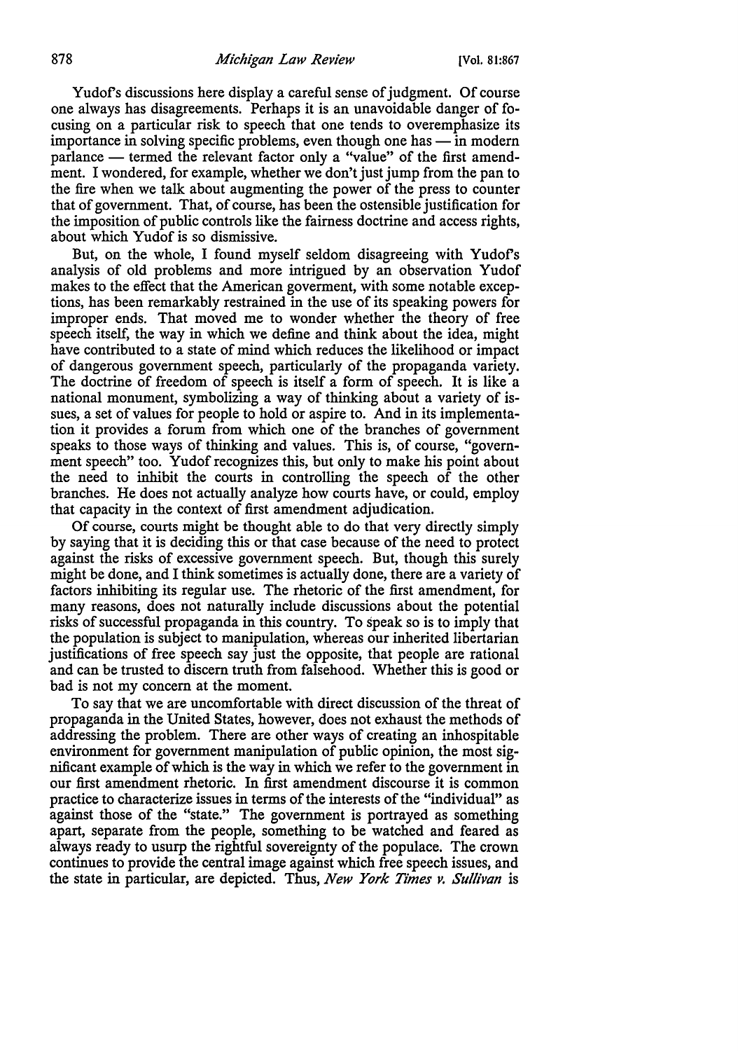Yudof's discussions here display a careful sense of judgment. Of course one always has disagreements. Perhaps it is an unavoidable danger of focusing on a particular risk to speech that one tends to overemphasize its importance in solving specific problems, even though one has — in modern parlance — termed the relevant factor only a "value" of the first amendment. I wondered, for example, whether we don't just jump from the pan to the fire when we talk about augmenting the power of the press to counter that of government. That, of course, has been the ostensible justification for the imposition of public controls like the fairness doctrine and access rights, about which Yudof is so dismissive.

But, on the whole, I found myself seldom disagreeing with Yudof's analysis of old problems and more intrigued by an observation Yudof makes to the effect that the American goverment, with some notable exceptions, has been remarkably restrained in the use of its speaking powers for improper ends. That moved me to wonder whether the theory of free speech itself, the way in which we define and think about the idea, might have contributed to a state of mind which reduces the likelihood or impact of dangerous government speech, particularly of the propaganda variety. The doctrine of freedom of speech is itself a form of speech. It is like a national monument, symbolizing a way of thinking about a variety of issues, a set of values for people to hold or aspire to. And in its implementation it provides a forum from which one of the branches of government speaks to those ways of thinking and values. This is, of course, "government speech" too. Yudof recognizes this, but only to make his point about the need to inhibit the courts in controlling the speech of the other branches. He does not actually analyze how courts have, or could, employ that capacity in the context of first amendment adjudication.

Of course, courts might be thought able to do that very directly simply by saying that it is deciding this or that case because of the need to protect against the risks of excessive government speech. But, though this surely might be done, and I think sometimes is actually done, there are a variety of factors inhibiting its regular use. The rhetoric of the first amendment, for many reasons, does not naturally include discussions about the potential risks of successful propaganda in this country. To speak so is to imply that the population is subject to manipulation, whereas our inherited libertarian justifications of free speech say just the opposite, that people are rational and can be trusted to discern truth from falsehood. Whether this is good or bad is not my concern at the moment.

To say that we are uncomfortable with direct discussion of the threat of propaganda in the United States, however, does not exhaust the methods of addressing the problem. There are other ways of creating an inhospitable environment for government manipulation of public opinion, the most significant example of which is the way in which we refer to the government in our first amendment rhetoric. In first amendment discourse it is common practice to characterize issues in terms of the interests of the "individual" as against those of the "state." The government is portrayed as something apart, separate from the people, something to be watched and feared as always ready to usurp the rightful sovereignty of the populace. The crown continues to provide the central image against which free speech issues, and the state in particular, are depicted. Thus, *New York Times v. Sullivan* is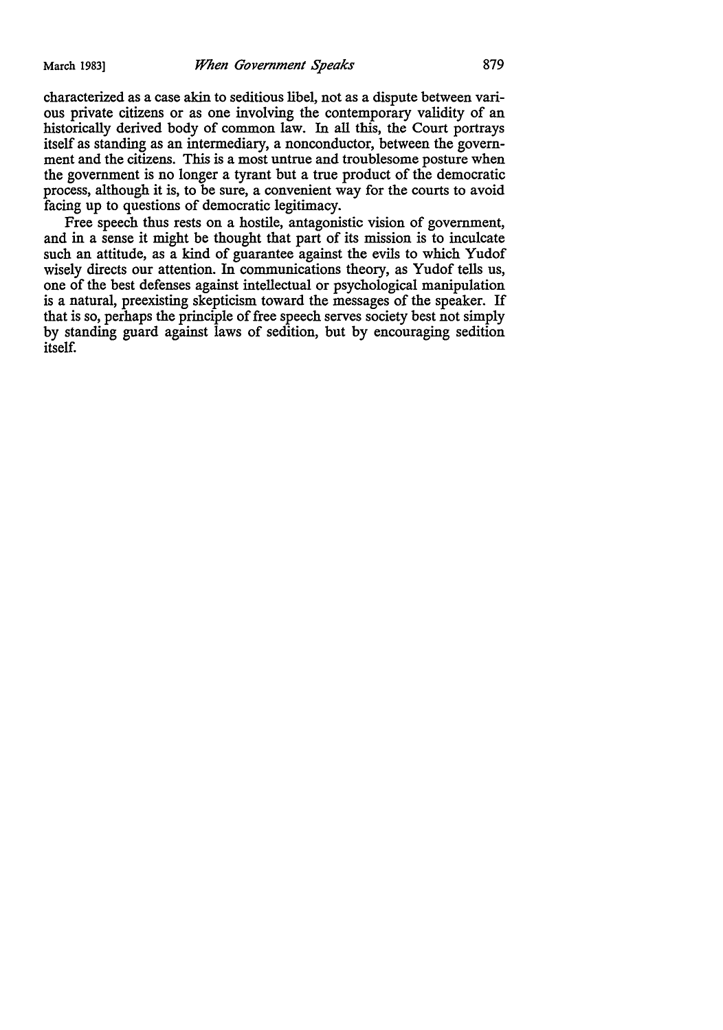characterized as a case akin to seditious libel, not as a dispute between various private citizens or as one involving the contemporary validity of an historically derived body of common law. In all this, the Court portrays itself as standing as an intermediary, a nonconductor, between the government and the citizens. This is a most untrue and troublesome posture when the government is no longer a tyrant but a true product of the democratic process, although it is, to be sure, a convenient way for the courts to avoid facing up to questions of democratic legitimacy.

Free speech thus rests on a hostile, antagonistic vision of government, and in a sense it might be thought that part of its mission is to inculcate such an attitude, as a kind of guarantee against the evils to which Yudof wisely directs our attention. In communications theory, as Yudof tells us, one of the best defenses against intellectual or psychological manipulation is a natural, preexisting skepticism toward the messages of the speaker. If that is so, perhaps the principle of free speech serves society best not simply by standing guard against laws of sedition, but by encouraging sedition itself.